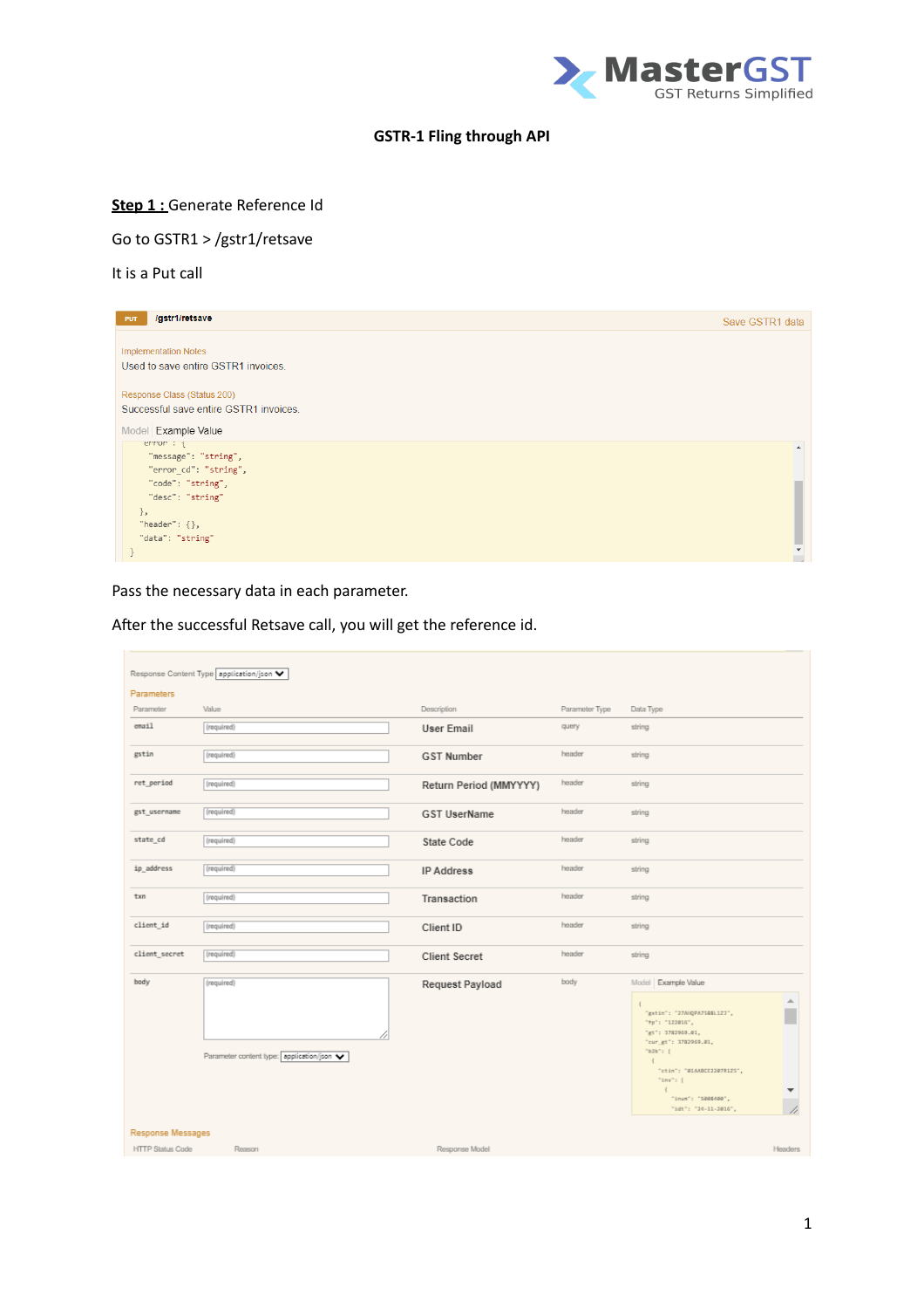# GSTR-1 Fling through API

**Step 1 :** Generate Reference Id

Go to GSTR1 > /gstr1/retsave

It is a Put call

PUT /gstr1/retsave — Save GSTR1 data

Implementation Notes

Used to save entire GSTR1 invoices.

Response Class (Status 200)

Successful save entire GSTR1 invoices.

Model | Example Value

```
  error : {
    "message": "string",
    "error_cd": "string",
    "code": "string",
    "desc": "string"
  },
  "header": {},
  "data": "string"
}
```

Pass the necessary data in each parameter.

After the successful Retsave call, you will get the reference id.

Response Content Type: application/json

Parameters

| Parameter | Value | Description | Parameter Type | Data Type |
|---|---|---|---|---|
| email | (required) | User Email | query | string |
| gstin | (required) | GST Number | header | string |
| ret_period | (required) | Return Period (MMYYYY) | header | string |
| gst_username | (required) | GST UserName | header | string |
| state_cd | (required) | State Code | header | string |
| ip_address | (required) | IP Address | header | string |
| txn | (required) | Transaction | header | string |
| client_id | (required) | Client ID | header | string |
| client_secret | (required) | Client Secret | header | string |
| body | (required) Parameter content type: application/json | Request Payload | body | Model \| Example Value |

Response Messages

| HTTP Status Code | Reason | Response Model | Headers |
|---|---|---|---|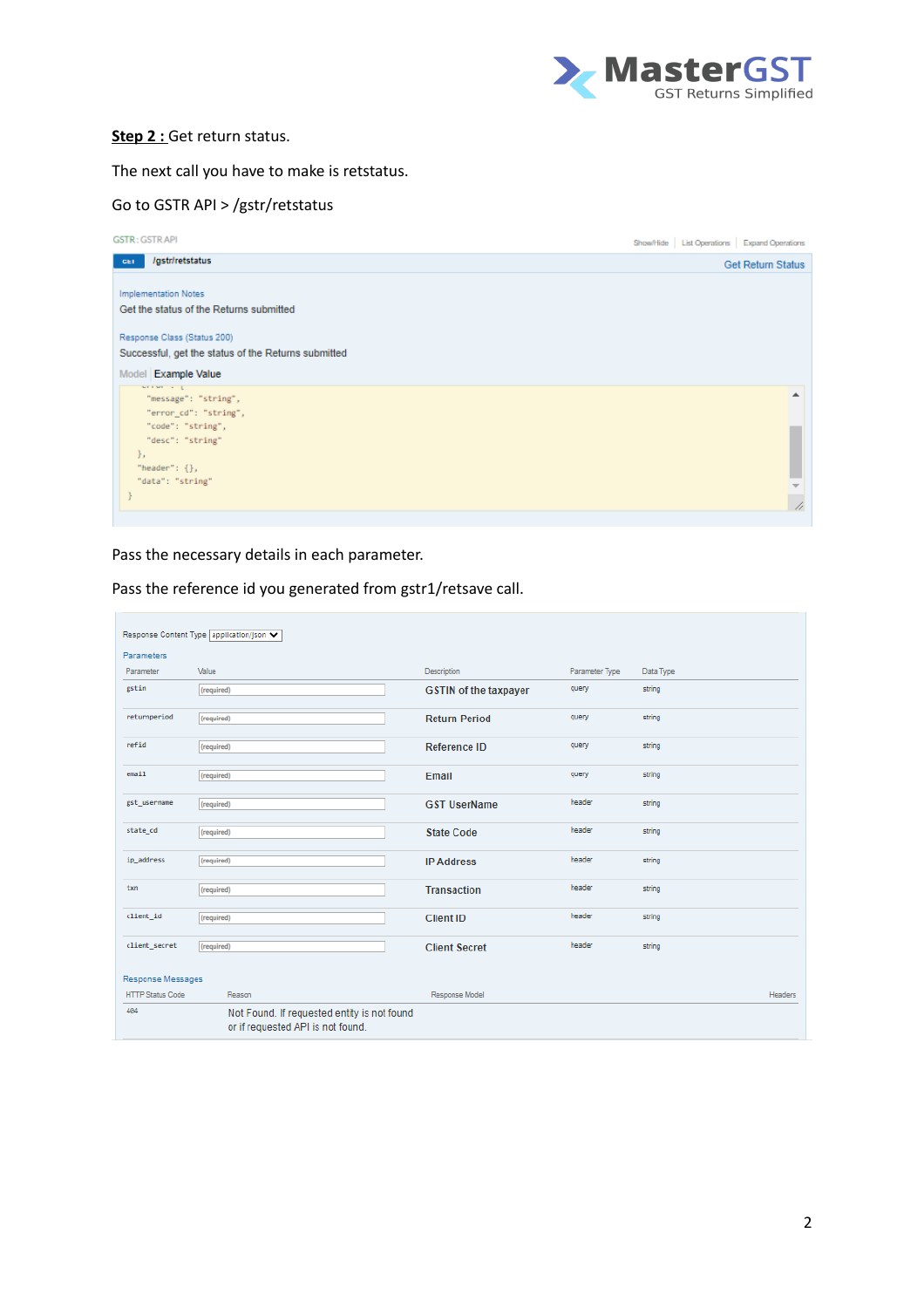**Step 2 :** Get return status.

The next call you have to make is retstatus.

Go to GSTR API > /gstr/retstatus

GSTR : GSTR API

Show/Hide | List Operations | Expand Operations

GET /gstr/retstatus — Get Return Status

Implementation Notes

Get the status of the Returns submitted

Response Class (Status 200)

Successful, get the status of the Returns submitted

Model | Example Value

```
    "error": {
      "message": "string",
      "error_cd": "string",
      "code": "string",
      "desc": "string"
    },
    "header": {},
    "data": "string"
}
```

Pass the necessary details in each parameter.

Pass the reference id you generated from gstr1/retsave call.

Response Content Type: application/json

Parameters

| Parameter | Value | Description | Parameter Type | Data Type |
|---|---|---|---|---|
| gstin | (required) | GSTIN of the taxpayer | query | string |
| returnperiod | (required) | Return Period | query | string |
| refid | (required) | Reference ID | query | string |
| email | (required) | Email | query | string |
| gst_username | (required) | GST UserName | header | string |
| state_cd | (required) | State Code | header | string |
| ip_address | (required) | IP Address | header | string |
| txn | (required) | Transaction | header | string |
| client_id | (required) | Client ID | header | string |
| client_secret | (required) | Client Secret | header | string |

Response Messages

| HTTP Status Code | Reason | Response Model | Headers |
|---|---|---|---|
| 404 | Not Found. If requested entity is not found or if requested API is not found. | | |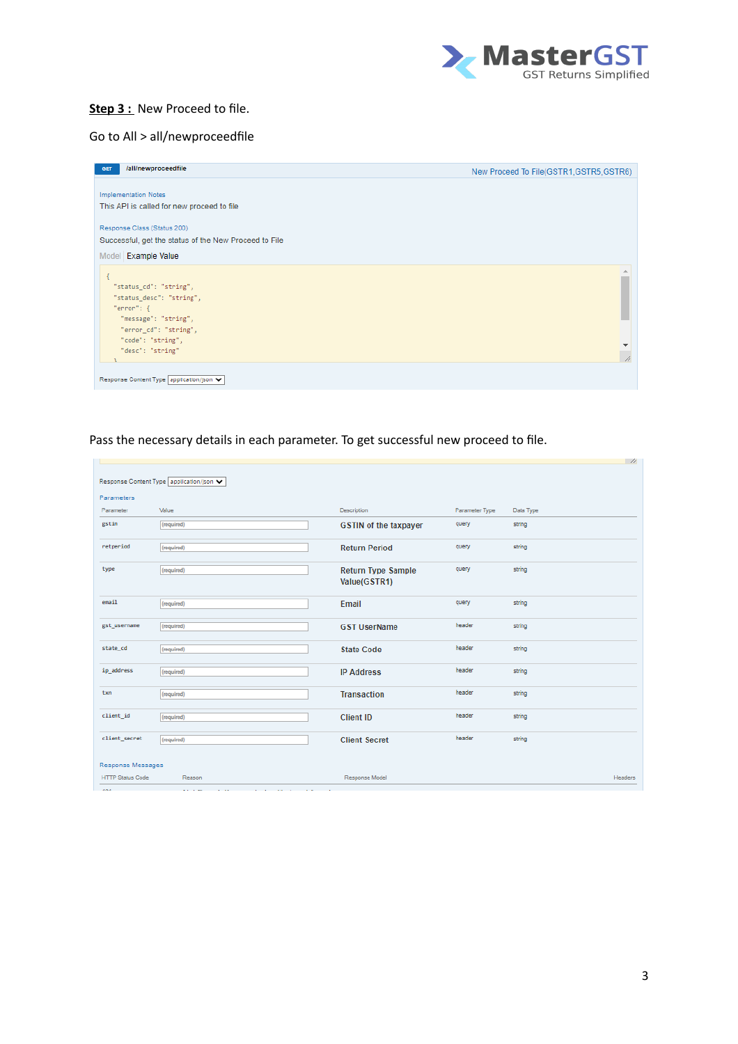**Step 3 :** New Proceed to file.

Go to All > all/newproceedfile

GET /all/newproceedfile — New Proceed To File(GSTR1,GSTR5,GSTR6)

Implementation Notes

This API is called for new proceed to file

Response Class (Status 200)

Successful, get the status of the New Proceed to File

Model | Example Value

```
{
  "status_cd": "string",
  "status_desc": "string",
  "error": {
    "message": "string",
    "error_cd": "string",
    "code": "string",
    "desc": "string"
  }
```

Response Content Type application/json

Pass the necessary details in each parameter. To get successful new proceed to file.

Response Content Type application/json

Parameters

| Parameter | Value | Description | Parameter Type | Data Type |
|---|---|---|---|---|
| gstin | (required) | GSTIN of the taxpayer | query | string |
| retperiod | (required) | Return Period | query | string |
| type | (required) | Return Type Sample Value(GSTR1) | query | string |
| email | (required) | Email | query | string |
| gst_username | (required) | GST UserName | header | string |
| state_cd | (required) | State Code | header | string |
| ip_address | (required) | IP Address | header | string |
| txn | (required) | Transaction | header | string |
| client_id | (required) | Client ID | header | string |
| client_secret | (required) | Client Secret | header | string |

Response Messages

| HTTP Status Code | Reason | Response Model | Headers |
|---|---|---|---|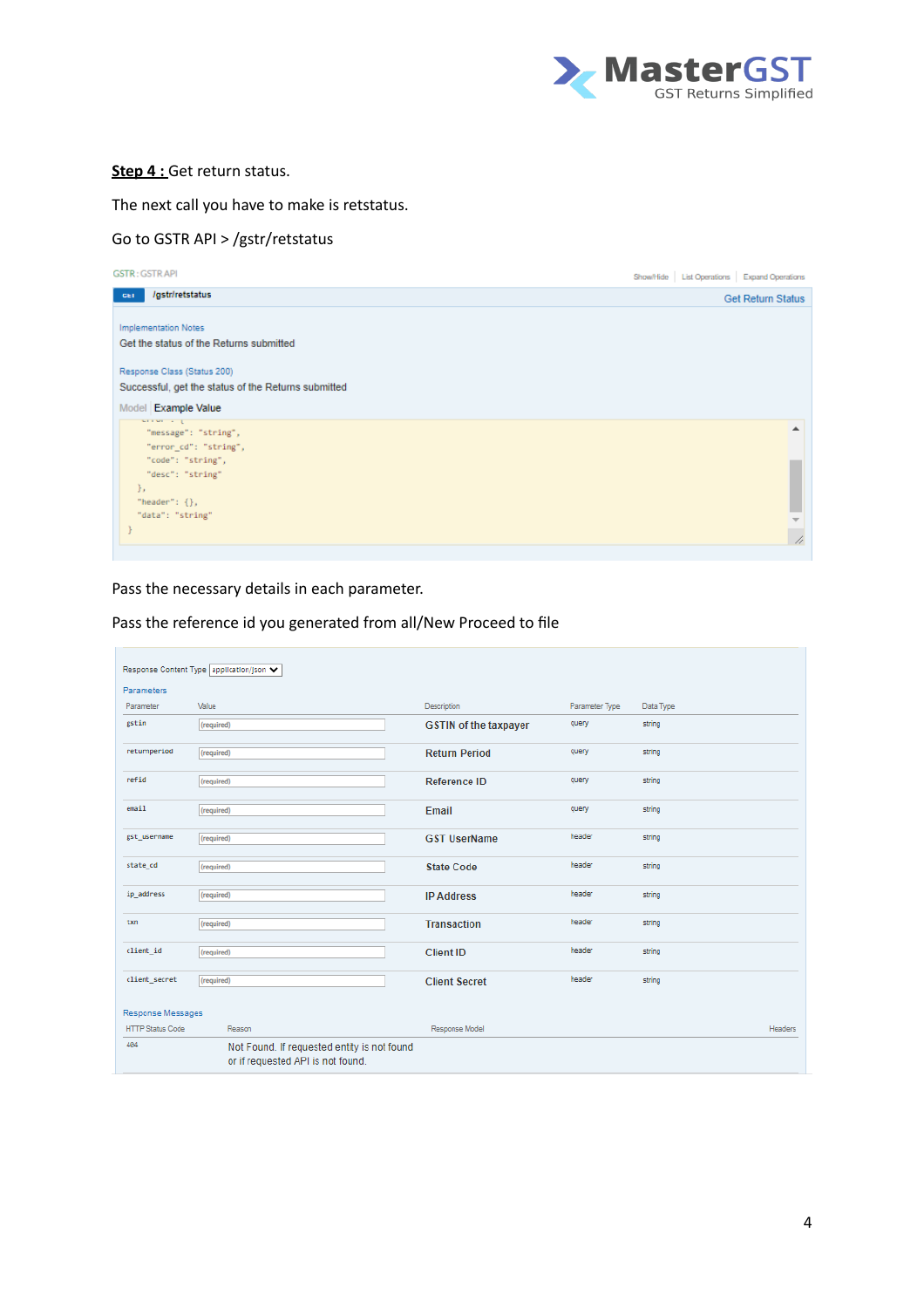**Step 4 :** Get return status.

The next call you have to make is retstatus.

Go to GSTR API > /gstr/retstatus

GSTR : GSTR API

Show/Hide | List Operations | Expand Operations

GET /gstr/retstatus — Get Return Status

Implementation Notes

Get the status of the Returns submitted

Response Class (Status 200)

Successful, get the status of the Returns submitted

Model | Example Value

```
    "error": {
      "message": "string",
      "error_cd": "string",
      "code": "string",
      "desc": "string"
    },
    "header": {},
    "data": "string"
  }
```

Pass the necessary details in each parameter.

Pass the reference id you generated from all/New Proceed to file

Response Content Type: application/json

Parameters

| Parameter | Value | Description | Parameter Type | Data Type |
|---|---|---|---|---|
| gstin | (required) | GSTIN of the taxpayer | query | string |
| returnperiod | (required) | Return Period | query | string |
| refid | (required) | Reference ID | query | string |
| email | (required) | Email | query | string |
| gst_username | (required) | GST UserName | header | string |
| state_cd | (required) | State Code | header | string |
| ip_address | (required) | IP Address | header | string |
| txn | (required) | Transaction | header | string |
| client_id | (required) | Client ID | header | string |
| client_secret | (required) | Client Secret | header | string |

Response Messages

| HTTP Status Code | Reason | Response Model | Headers |
|---|---|---|---|
| 404 | Not Found. If requested entity is not found or if requested API is not found. | | |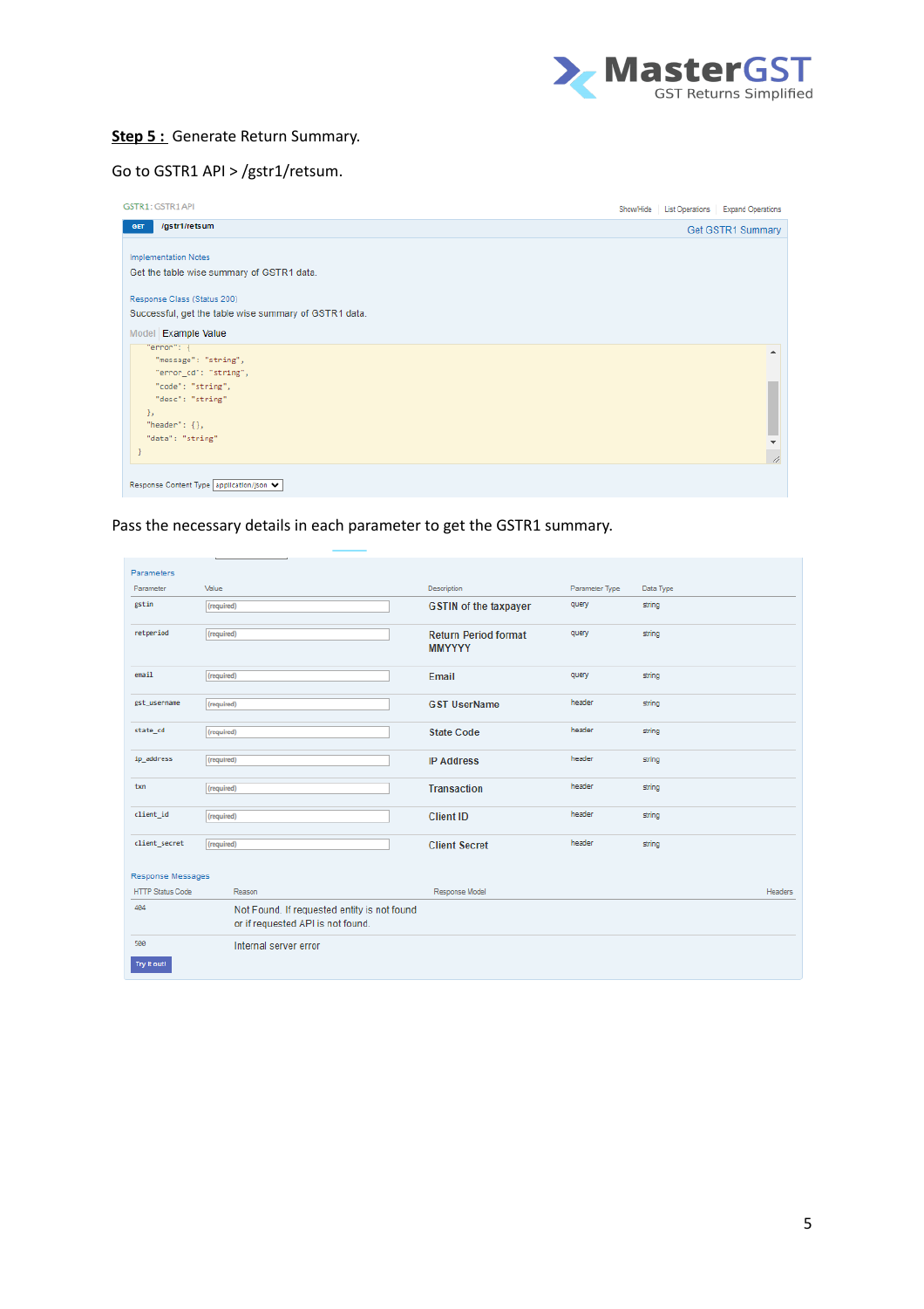**Step 5 :** Generate Return Summary.

Go to GSTR1 API > /gstr1/retsum.

GSTR1 : GSTR1 API

Show/Hide | List Operations | Expand Operations

GET /gstr1/retsum — Get GSTR1 Summary

Implementation Notes

Get the table wise summary of GSTR1 data.

Response Class (Status 200)

Successful, get the table wise summary of GSTR1 data.

Model | Example Value

```
  "error": {
    "message": "string",
    "error_cd": "string",
    "code": "string",
    "desc": "string"
  },
  "header": {},
  "data": "string"
}
```

Response Content Type application/json

Pass the necessary details in each parameter to get the GSTR1 summary.

Parameters

| Parameter | Value | Description | Parameter Type | Data Type |
|---|---|---|---|---|
| gstin | (required) | GSTIN of the taxpayer | query | string |
| retperiod | (required) | Return Period format MMYYYY | query | string |
| email | (required) | Email | query | string |
| gst_username | (required) | GST UserName | header | string |
| state_cd | (required) | State Code | header | string |
| ip_address | (required) | IP Address | header | string |
| txn | (required) | Transaction | header | string |
| client_id | (required) | Client ID | header | string |
| client_secret | (required) | Client Secret | header | string |

Response Messages

| HTTP Status Code | Reason | Response Model | Headers |
|---|---|---|---|
| 404 | Not Found. If requested entity is not found or if requested API is not found. | | |
| 500 | Internal server error | | |

Try it out!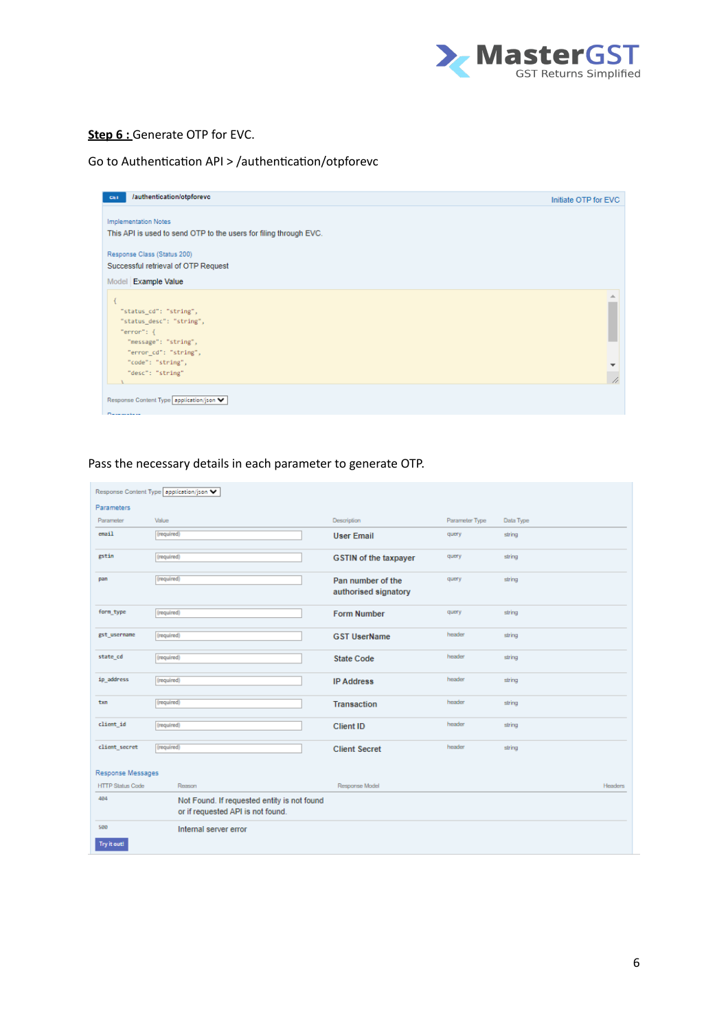**Step 6 :** Generate OTP for EVC.

Go to Authentication API > /authentication/otpforevc

GET /authentication/otpforevc — Initiate OTP for EVC

Implementation Notes

This API is used to send OTP to the users for filing through EVC.

Response Class (Status 200)

Successful retrieval of OTP Request

Model | Example Value

```
{
  "status_cd": "string",
  "status_desc": "string",
  "error": {
    "message": "string",
    "error_cd": "string",
    "code": "string",
    "desc": "string"
  }
```

Response Content Type: application/json

Pass the necessary details in each parameter to generate OTP.

Response Content Type: application/json

Parameters

| Parameter | Value | Description | Parameter Type | Data Type |
|---|---|---|---|---|
| email | (required) | User Email | query | string |
| gstin | (required) | GSTIN of the taxpayer | query | string |
| pan | (required) | Pan number of the authorised signatory | query | string |
| form_type | (required) | Form Number | query | string |
| gst_username | (required) | GST UserName | header | string |
| state_cd | (required) | State Code | header | string |
| ip_address | (required) | IP Address | header | string |
| txn | (required) | Transaction | header | string |
| client_id | (required) | Client ID | header | string |
| client_secret | (required) | Client Secret | header | string |

Response Messages

| HTTP Status Code | Reason | Response Model | Headers |
|---|---|---|---|
| 404 | Not Found. If requested entity is not found or if requested API is not found. | | |
| 500 | Internal server error | | |

Try it out!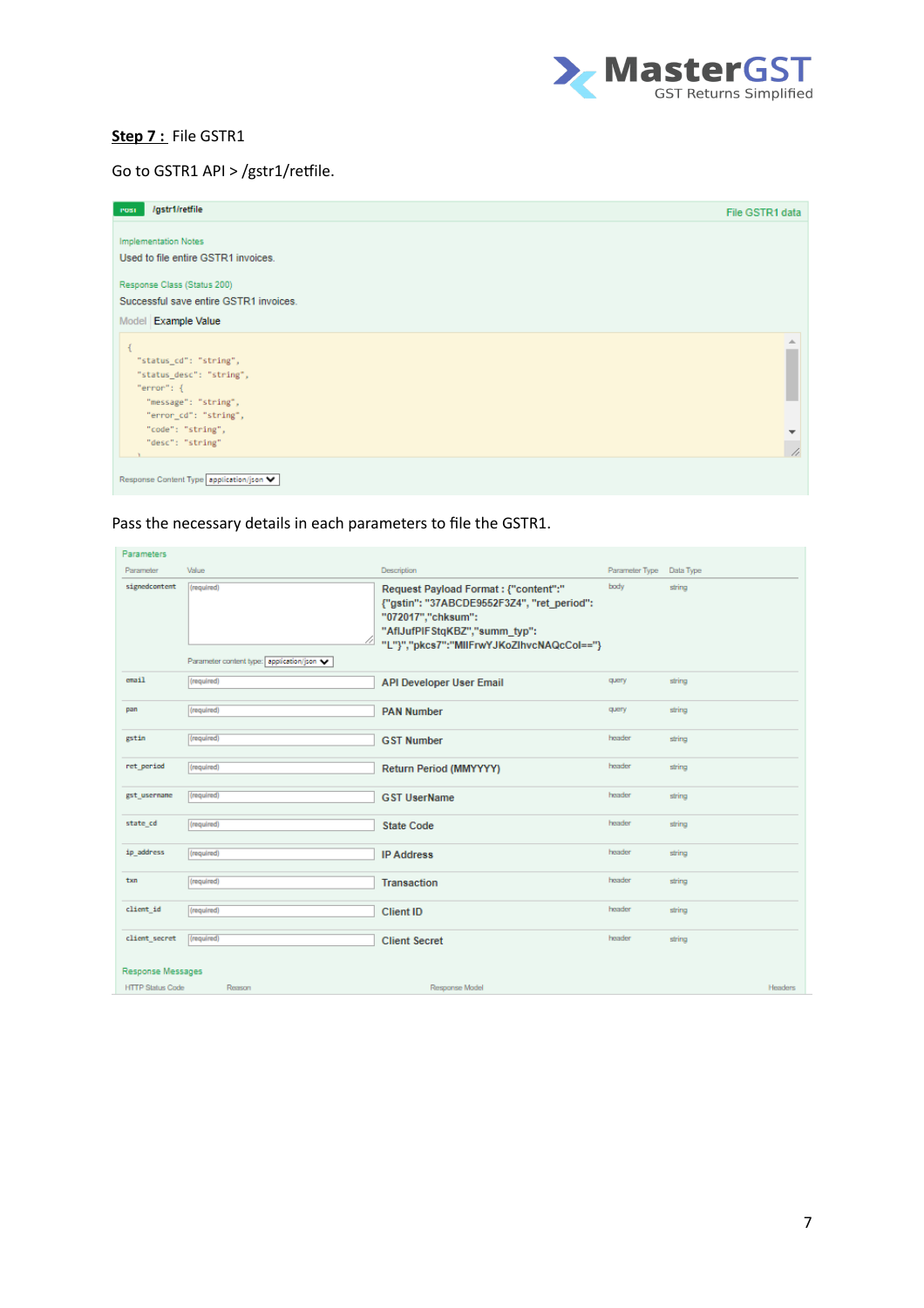**Step 7 :** File GSTR1

Go to GSTR1 API > /gstr1/retfile.

POST /gstr1/retfile — File GSTR1 data

Implementation Notes

Used to file entire GSTR1 invoices.

Response Class (Status 200)

Successful save entire GSTR1 invoices.

Model | Example Value

```
{
  "status_cd": "string",
  "status_desc": "string",
  "error": {
    "message": "string",
    "error_cd": "string",
    "code": "string",
    "desc": "string"
```

Response Content Type: application/json

Pass the necessary details in each parameters to file the GSTR1.

Parameters

| Parameter | Value | Description | Parameter Type | Data Type |
|---|---|---|---|---|
| signedcontent | (required) Parameter content type: application/json | Request Payload Format : {"content":" {"gstin": "37ABCDE9552F3Z4", "ret_period": "072017","chksum": "AflJufPlFStqKBZ","summ_typ": "L"}","pkcs7":"MIIFrwYJKoZIhvcNAQcCoI=="} | body | string |
| email | (required) | API Developer User Email | query | string |
| pan | (required) | PAN Number | query | string |
| gstin | (required) | GST Number | header | string |
| ret_period | (required) | Return Period (MMYYYY) | header | string |
| gst_username | (required) | GST UserName | header | string |
| state_cd | (required) | State Code | header | string |
| ip_address | (required) | IP Address | header | string |
| txn | (required) | Transaction | header | string |
| client_id | (required) | Client ID | header | string |
| client_secret | (required) | Client Secret | header | string |

Response Messages

| HTTP Status Code | Reason | Response Model | Headers |
|---|---|---|---|